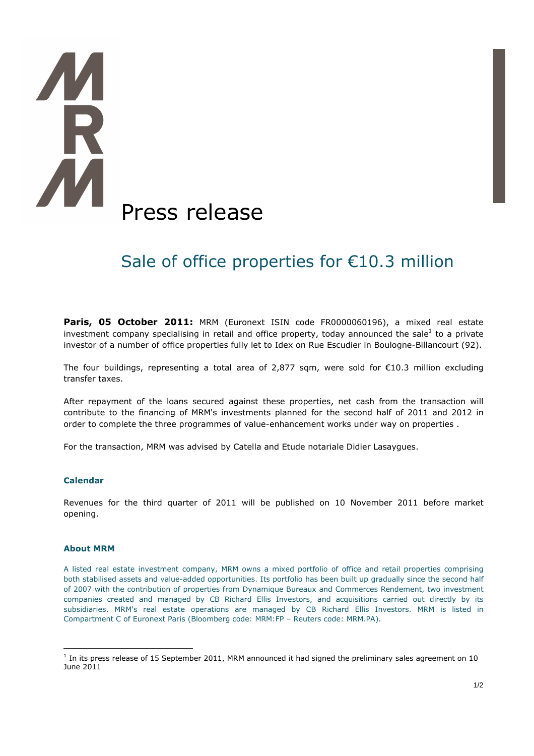# Press release

## Sale of office properties for €10.3 million

**Paris, 05 October 2011:** MRM (Euronext ISIN code FR0000060196), a mixed real estate investment company specialising in retail and office property, today announced the sale[1] to a private investor of a number of office properties fully let to Idex on Rue Escudier in Boulogne-Billancourt (92).

The four buildings, representing a total area of 2,877 sqm, were sold for €10.3 million excluding transfer taxes.

After repayment of the loans secured against these properties, net cash from the transaction will contribute to the financing of MRM's investments planned for the second half of 2011 and 2012 in order to complete the three programmes of value-enhancement works under way on properties .

For the transaction, MRM was advised by Catella and Etude notariale Didier Lasaygues.

### Calendar

Revenues for the third quarter of 2011 will be published on 10 November 2011 before market opening.

### About MRM

A listed real estate investment company, MRM owns a mixed portfolio of office and retail properties comprising both stabilised assets and value-added opportunities. Its portfolio has been built up gradually since the second half of 2007 with the contribution of properties from Dynamique Bureaux and Commerces Rendement, two investment companies created and managed by CB Richard Ellis Investors, and acquisitions carried out directly by its subsidiaries. MRM's real estate operations are managed by CB Richard Ellis Investors. MRM is listed in Compartment C of Euronext Paris (Bloomberg code: MRM:FP – Reuters code: MRM.PA).

---

[1] In its press release of 15 September 2011, MRM announced it had signed the preliminary sales agreement on 10 June 2011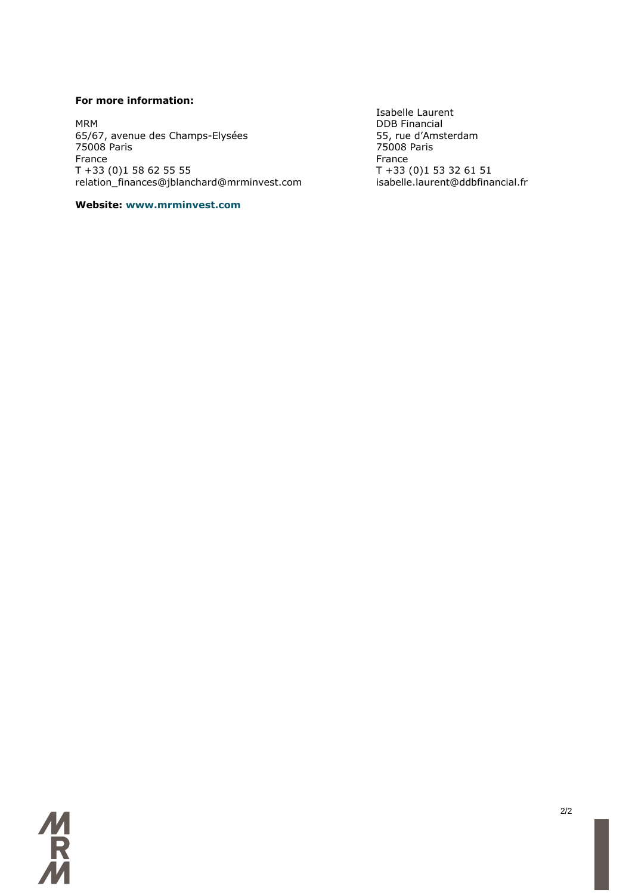**For more information:**

MRM
65/67, avenue des Champs-Elysées
75008 Paris
France
T +33 (0)1 58 62 55 55
relation_finances@jblanchard@mrminvest.com

Isabelle Laurent
DDB Financial
55, rue d'Amsterdam
75008 Paris
France
T +33 (0)1 53 32 61 51
isabelle.laurent@ddbfinancial.fr

**Website: www.mrminvest.com**